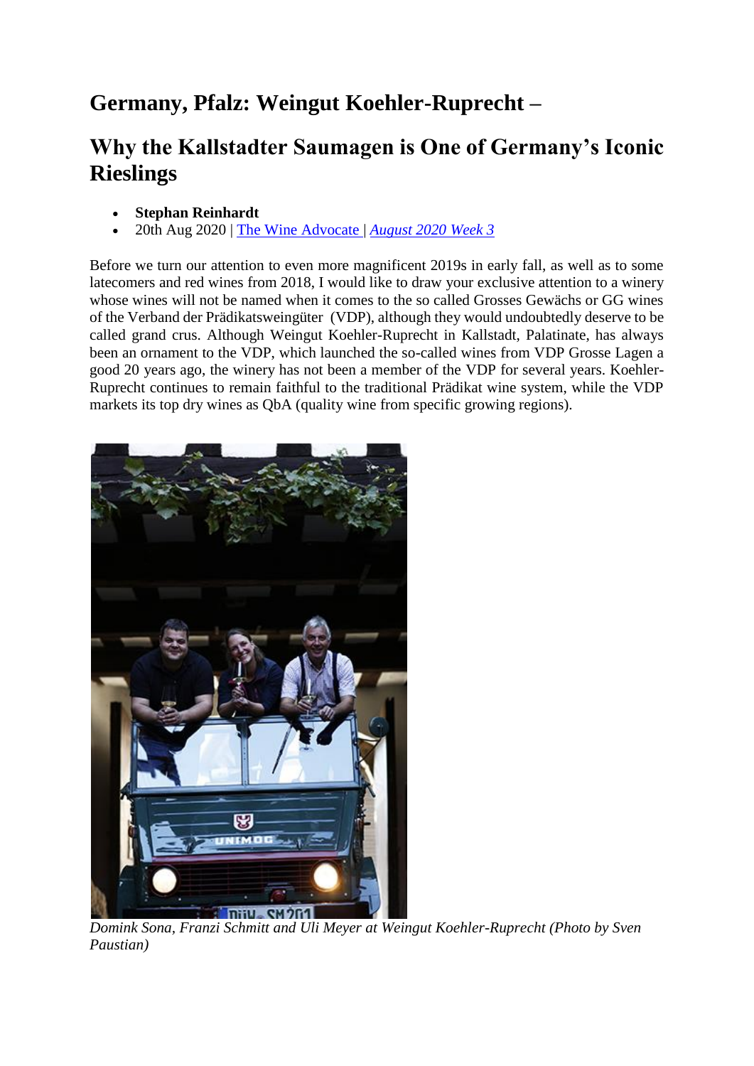# Germany, Pfalz: Weingut Koehler-Ruprecht –

# Why the Kallstadter Saumagen is One of Germany's Iconic Rieslings

- **Stephan Reinhardt**
- 20th Aug 2020 | [The Wine Advocate](#) | [*August 2020 Week 3*](#)

Before we turn our attention to even more magnificent 2019s in early fall, as well as to some latecomers and red wines from 2018, I would like to draw your exclusive attention to a winery whose wines will not be named when it comes to the so called Grosses Gewächs or GG wines of the Verband der Prädikatsweingüter (VDP), although they would undoubtedly deserve to be called grand crus. Although Weingut Koehler-Ruprecht in Kallstadt, Palatinate, has always been an ornament to the VDP, which launched the so-called wines from VDP Grosse Lagen a good 20 years ago, the winery has not been a member of the VDP for several years. Koehler-Ruprecht continues to remain faithful to the traditional Prädikat wine system, while the VDP markets its top dry wines as QbA (quality wine from specific growing regions).

*Domink Sona, Franzi Schmitt and Uli Meyer at Weingut Koehler-Ruprecht (Photo by Sven Paustian)*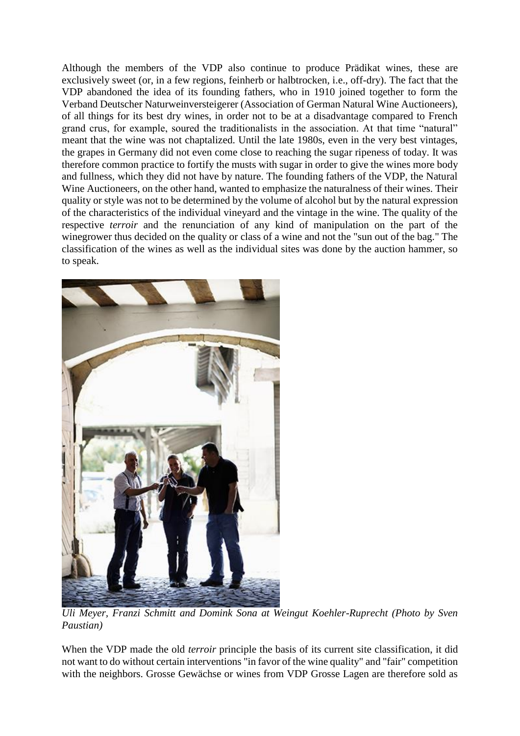Although the members of the VDP also continue to produce Prädikat wines, these are exclusively sweet (or, in a few regions, feinherb or halbtrocken, i.e., off-dry). The fact that the VDP abandoned the idea of its founding fathers, who in 1910 joined together to form the Verband Deutscher Naturweinversteigerer (Association of German Natural Wine Auctioneers), of all things for its best dry wines, in order not to be at a disadvantage compared to French grand crus, for example, soured the traditionalists in the association. At that time "natural" meant that the wine was not chaptalized. Until the late 1980s, even in the very best vintages, the grapes in Germany did not even come close to reaching the sugar ripeness of today. It was therefore common practice to fortify the musts with sugar in order to give the wines more body and fullness, which they did not have by nature. The founding fathers of the VDP, the Natural Wine Auctioneers, on the other hand, wanted to emphasize the naturalness of their wines. Their quality or style was not to be determined by the volume of alcohol but by the natural expression of the characteristics of the individual vineyard and the vintage in the wine. The quality of the respective *terroir* and the renunciation of any kind of manipulation on the part of the winegrower thus decided on the quality or class of a wine and not the "sun out of the bag." The classification of the wines as well as the individual sites was done by the auction hammer, so to speak.

*Uli Meyer, Franzi Schmitt and Domink Sona at Weingut Koehler-Ruprecht (Photo by Sven Paustian)*

When the VDP made the old *terroir* principle the basis of its current site classification, it did not want to do without certain interventions "in favor of the wine quality" and "fair" competition with the neighbors. Grosse Gewächse or wines from VDP Grosse Lagen are therefore sold as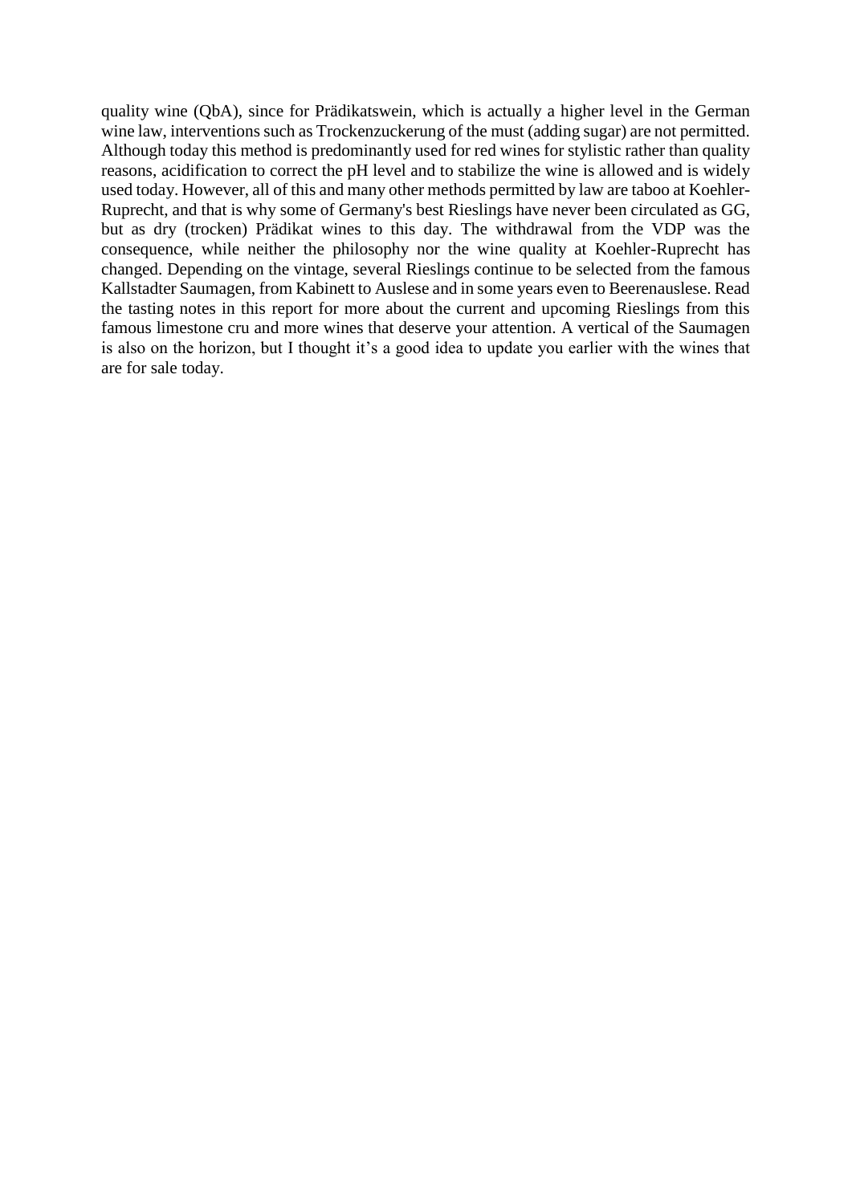quality wine (QbA), since for Prädikatswein, which is actually a higher level in the German wine law, interventions such as Trockenzuckerung of the must (adding sugar) are not permitted. Although today this method is predominantly used for red wines for stylistic rather than quality reasons, acidification to correct the pH level and to stabilize the wine is allowed and is widely used today. However, all of this and many other methods permitted by law are taboo at Koehler-Ruprecht, and that is why some of Germany's best Rieslings have never been circulated as GG, but as dry (trocken) Prädikat wines to this day. The withdrawal from the VDP was the consequence, while neither the philosophy nor the wine quality at Koehler-Ruprecht has changed. Depending on the vintage, several Rieslings continue to be selected from the famous Kallstadter Saumagen, from Kabinett to Auslese and in some years even to Beerenauslese. Read the tasting notes in this report for more about the current and upcoming Rieslings from this famous limestone cru and more wines that deserve your attention. A vertical of the Saumagen is also on the horizon, but I thought it's a good idea to update you earlier with the wines that are for sale today.